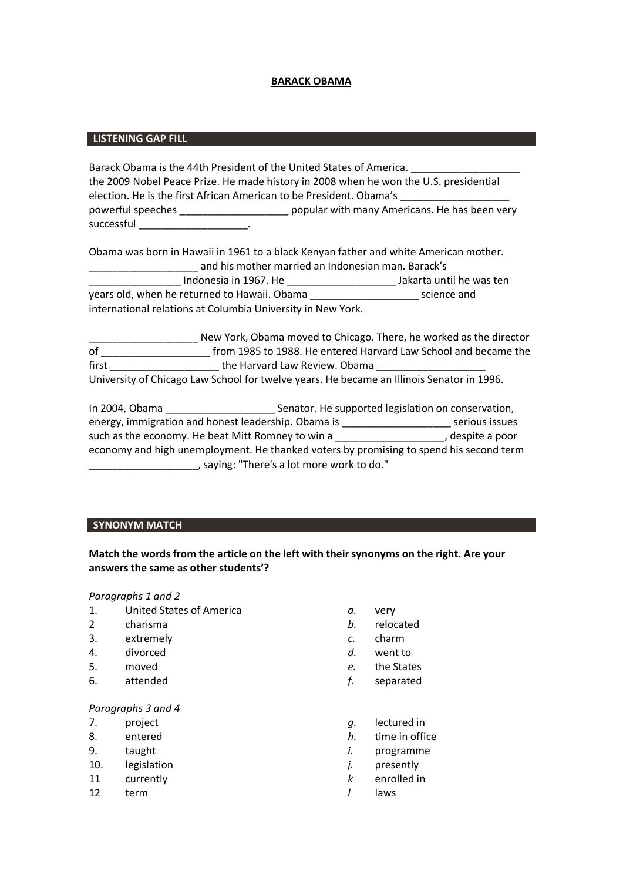# **BARACK OBAMA**

## LISTENING GAP FILL

Barack Obama is the 44th President of the United States of America. ___________________ the 2009 Nobel Peace Prize. He made history in 2008 when he won the U.S. presidential election. He is the first African American to be President. Obama's ___________________ powerful speeches ___________________ popular with many Americans. He has been very successful ___________________.

Obama was born in Hawaii in 1961 to a black Kenyan father and white American mother. ___________________ and his mother married an Indonesian man. Barack's ________________ Indonesia in 1967. He ___________________ Jakarta until he was ten years old, when he returned to Hawaii. Obama ___________________ science and international relations at Columbia University in New York.

___________________ New York, Obama moved to Chicago. There, he worked as the director of ___________________ from 1985 to 1988. He entered Harvard Law School and became the first ___________________ the Harvard Law Review. Obama ___________________ University of Chicago Law School for twelve years. He became an Illinois Senator in 1996.

In 2004, Obama ___________________ Senator. He supported legislation on conservation, energy, immigration and honest leadership. Obama is ___________________ serious issues such as the economy. He beat Mitt Romney to win a ___________________, despite a poor economy and high unemployment. He thanked voters by promising to spend his second term ___________________, saying: "There's a lot more work to do."

## SYNONYM MATCH

**Match the words from the article on the left with their synonyms on the right. Are your answers the same as other students'?**

*Paragraphs 1 and 2*

| | | | |
|---|---|---|---|
| 1. | United States of America | *a.* | very |
| 2 | charisma | *b.* | relocated |
| 3. | extremely | *c.* | charm |
| 4. | divorced | *d.* | went to |
| 5. | moved | *e.* | the States |
| 6. | attended | *f.* | separated |

*Paragraphs 3 and 4*

| | | | |
|---|---|---|---|
| 7. | project | *g.* | lectured in |
| 8. | entered | *h.* | time in office |
| 9. | taught | *i.* | programme |
| 10. | legislation | *j.* | presently |
| 11 | currently | *k* | enrolled in |
| 12 | term | *l* | laws |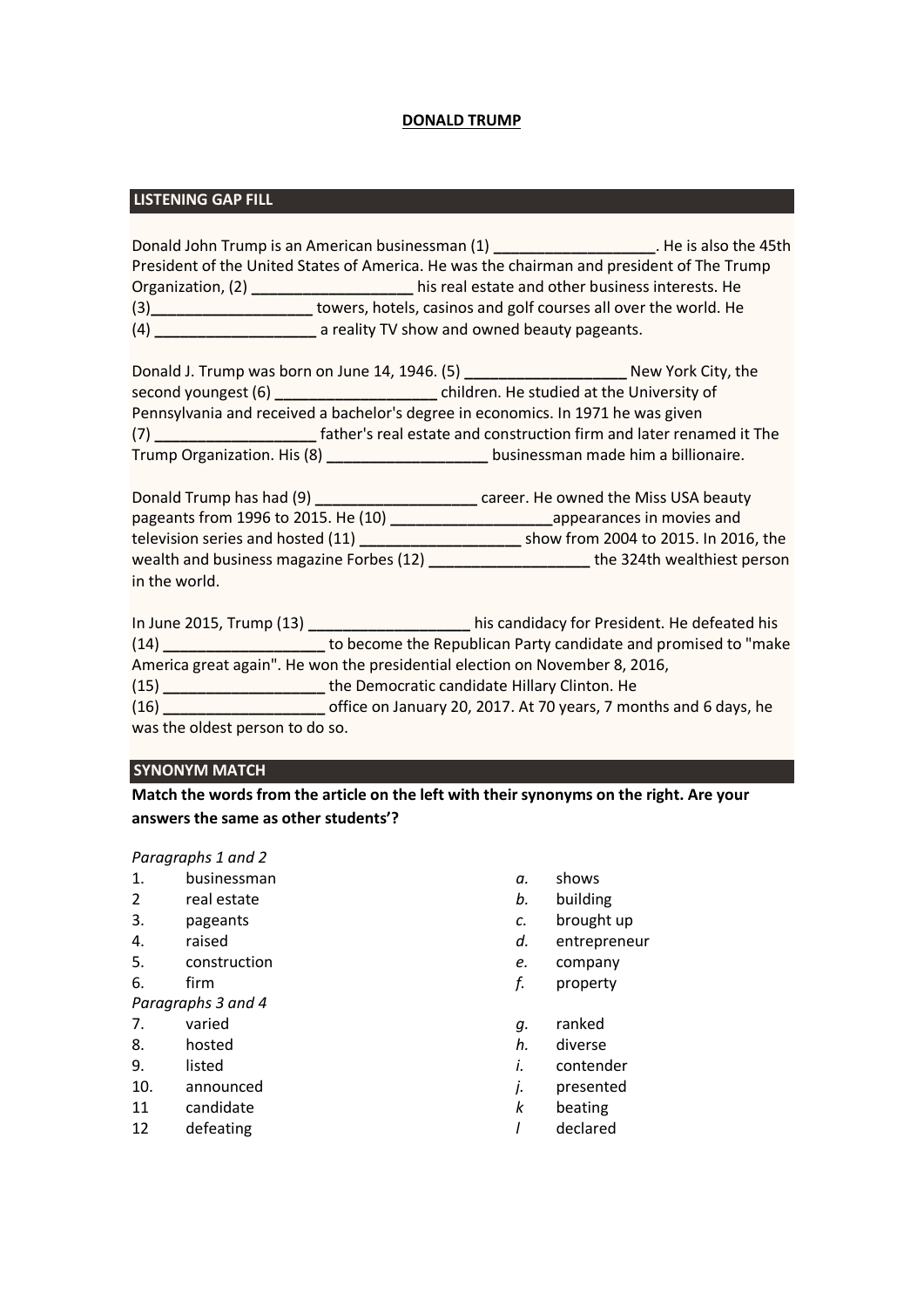# DONALD TRUMP

## LISTENING GAP FILL

Donald John Trump is an American businessman (1) ___________________. He is also the 45th President of the United States of America. He was the chairman and president of The Trump Organization, (2) ___________________ his real estate and other business interests. He (3)___________________ towers, hotels, casinos and golf courses all over the world. He (4) ___________________ a reality TV show and owned beauty pageants.

Donald J. Trump was born on June 14, 1946. (5) ___________________ New York City, the second youngest (6) ___________________ children. He studied at the University of Pennsylvania and received a bachelor's degree in economics. In 1971 he was given (7) ___________________ father's real estate and construction firm and later renamed it The Trump Organization. His (8) ___________________ businessman made him a billionaire.

Donald Trump has had (9) ___________________ career. He owned the Miss USA beauty pageants from 1996 to 2015. He (10) ___________________appearances in movies and television series and hosted (11) ___________________ show from 2004 to 2015. In 2016, the wealth and business magazine Forbes (12) ___________________ the 324th wealthiest person in the world.

In June 2015, Trump (13) ___________________ his candidacy for President. He defeated his (14) ___________________ to become the Republican Party candidate and promised to "make America great again". He won the presidential election on November 8, 2016, (15) ___________________ the Democratic candidate Hillary Clinton. He (16) ___________________ office on January 20, 2017. At 70 years, 7 months and 6 days, he was the oldest person to do so.

## SYNONYM MATCH

**Match the words from the article on the left with their synonyms on the right. Are your answers the same as other students'?**

*Paragraphs 1 and 2*

| | | | |
|---|---|---|---|
| 1. | businessman | *a.* | shows |
| 2 | real estate | *b.* | building |
| 3. | pageants | *c.* | brought up |
| 4. | raised | *d.* | entrepreneur |
| 5. | construction | *e.* | company |
| 6. | firm | *f.* | property |

*Paragraphs 3 and 4*

| | | | |
|---|---|---|---|
| 7. | varied | *g.* | ranked |
| 8. | hosted | *h.* | diverse |
| 9. | listed | *i.* | contender |
| 10. | announced | *j.* | presented |
| 11 | candidate | *k* | beating |
| 12 | defeating | *l* | declared |